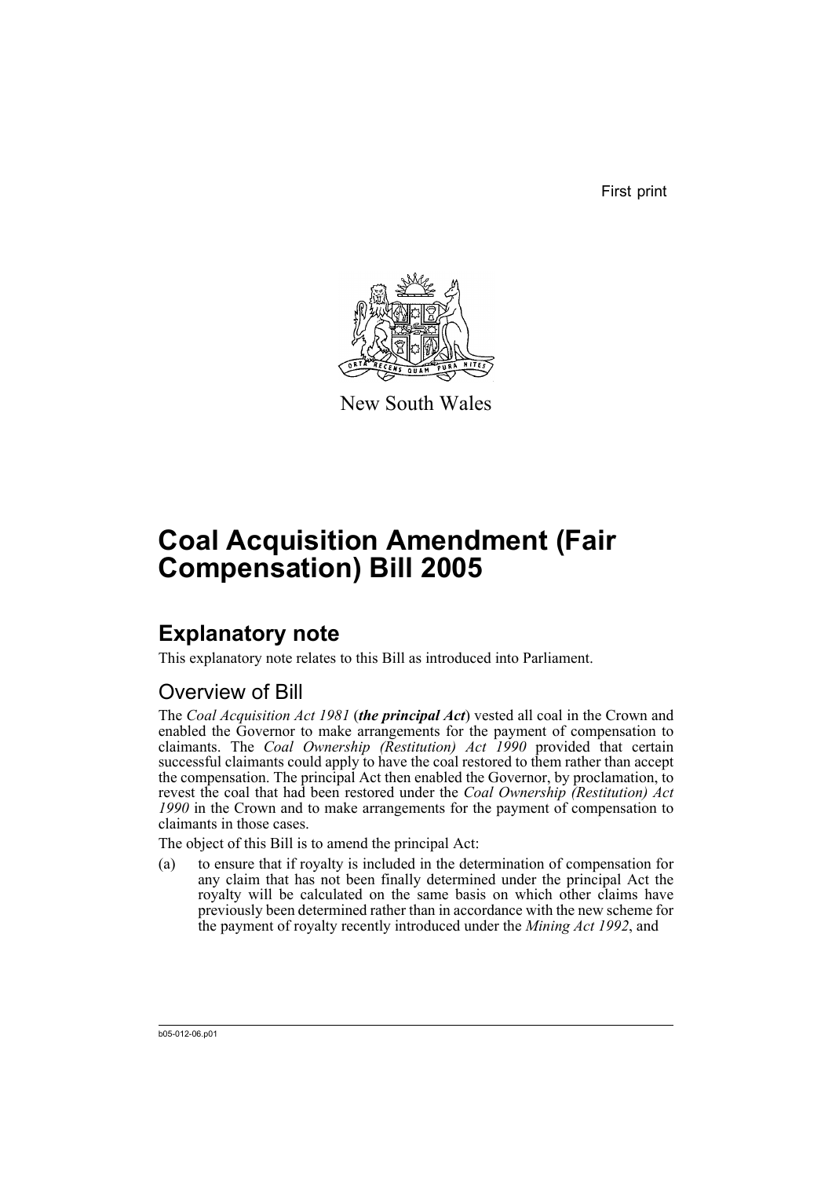First print

New South Wales

# Coal Acquisition Amendment (Fair Compensation) Bill 2005

## Explanatory note

This explanatory note relates to this Bill as introduced into Parliament.

### Overview of Bill

The *Coal Acquisition Act 1981* (***the principal Act***) vested all coal in the Crown and enabled the Governor to make arrangements for the payment of compensation to claimants. The *Coal Ownership (Restitution) Act 1990* provided that certain successful claimants could apply to have the coal restored to them rather than accept the compensation. The principal Act then enabled the Governor, by proclamation, to revest the coal that had been restored under the *Coal Ownership (Restitution) Act 1990* in the Crown and to make arrangements for the payment of compensation to claimants in those cases.

The object of this Bill is to amend the principal Act:

(a) to ensure that if royalty is included in the determination of compensation for any claim that has not been finally determined under the principal Act the royalty will be calculated on the same basis on which other claims have previously been determined rather than in accordance with the new scheme for the payment of royalty recently introduced under the *Mining Act 1992*, and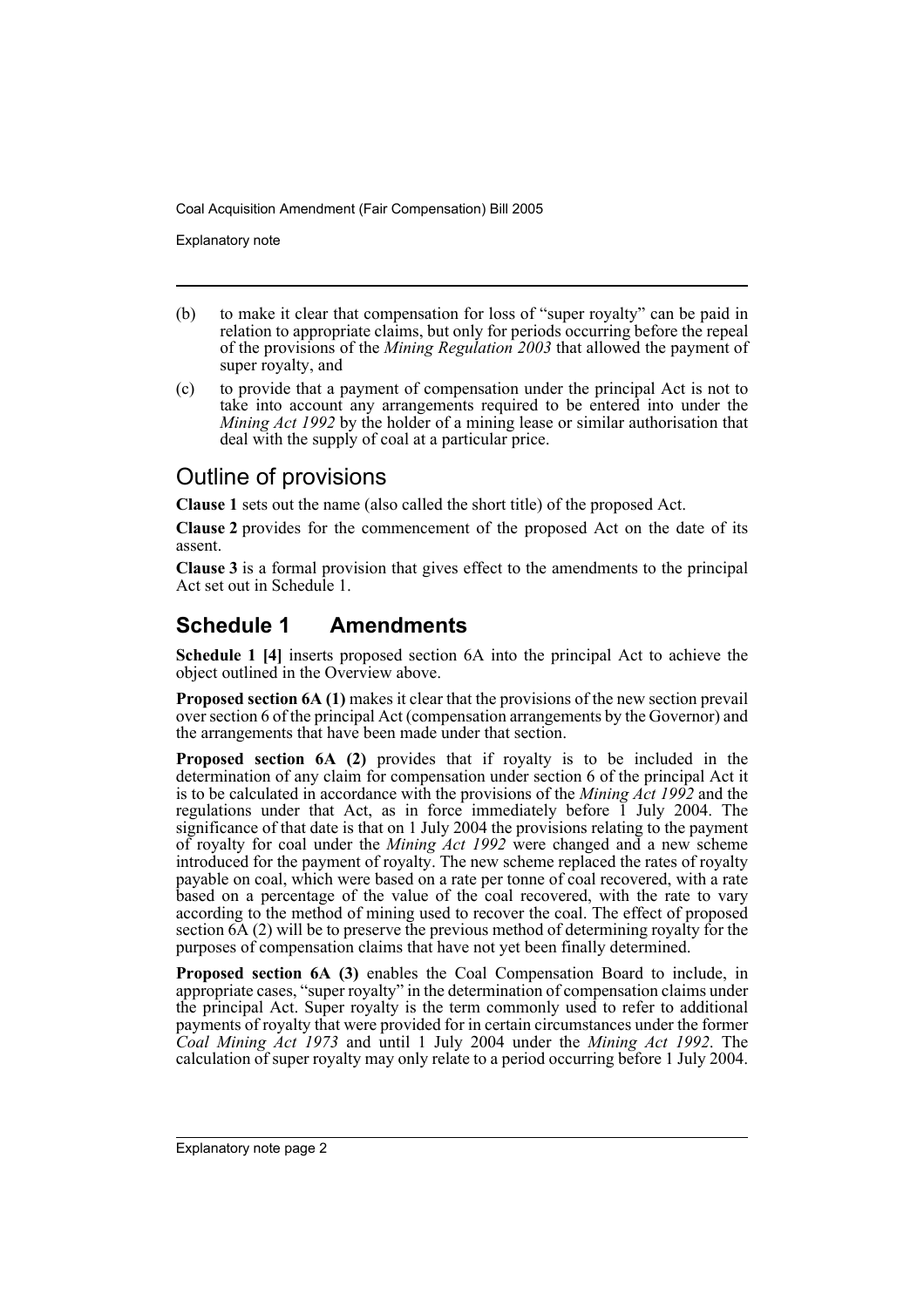(b) to make it clear that compensation for loss of "super royalty" can be paid in relation to appropriate claims, but only for periods occurring before the repeal of the provisions of the *Mining Regulation 2003* that allowed the payment of super royalty, and

(c) to provide that a payment of compensation under the principal Act is not to take into account any arrangements required to be entered into under the *Mining Act 1992* by the holder of a mining lease or similar authorisation that deal with the supply of coal at a particular price.

## Outline of provisions

**Clause 1** sets out the name (also called the short title) of the proposed Act.

**Clause 2** provides for the commencement of the proposed Act on the date of its assent.

**Clause 3** is a formal provision that gives effect to the amendments to the principal Act set out in Schedule 1.

## Schedule 1 Amendments

**Schedule 1 [4]** inserts proposed section 6A into the principal Act to achieve the object outlined in the Overview above.

**Proposed section 6A (1)** makes it clear that the provisions of the new section prevail over section 6 of the principal Act (compensation arrangements by the Governor) and the arrangements that have been made under that section.

**Proposed section 6A (2)** provides that if royalty is to be included in the determination of any claim for compensation under section 6 of the principal Act it is to be calculated in accordance with the provisions of the *Mining Act 1992* and the regulations under that Act, as in force immediately before 1 July 2004. The significance of that date is that on 1 July 2004 the provisions relating to the payment of royalty for coal under the *Mining Act 1992* were changed and a new scheme introduced for the payment of royalty. The new scheme replaced the rates of royalty payable on coal, which were based on a rate per tonne of coal recovered, with a rate based on a percentage of the value of the coal recovered, with the rate to vary according to the method of mining used to recover the coal. The effect of proposed section 6A (2) will be to preserve the previous method of determining royalty for the purposes of compensation claims that have not yet been finally determined.

**Proposed section 6A (3)** enables the Coal Compensation Board to include, in appropriate cases, "super royalty" in the determination of compensation claims under the principal Act. Super royalty is the term commonly used to refer to additional payments of royalty that were provided for in certain circumstances under the former *Coal Mining Act 1973* and until 1 July 2004 under the *Mining Act 1992*. The calculation of super royalty may only relate to a period occurring before 1 July 2004.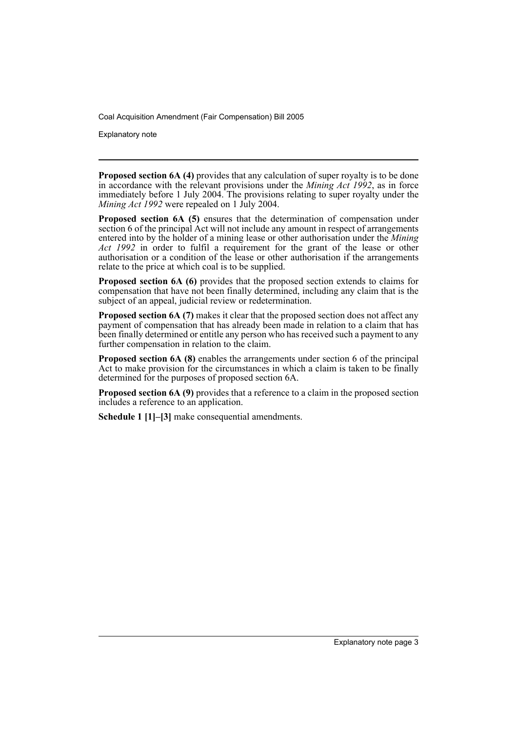**Proposed section 6A (4)** provides that any calculation of super royalty is to be done in accordance with the relevant provisions under the *Mining Act 1992*, as in force immediately before 1 July 2004. The provisions relating to super royalty under the *Mining Act 1992* were repealed on 1 July 2004.

**Proposed section 6A (5)** ensures that the determination of compensation under section 6 of the principal Act will not include any amount in respect of arrangements entered into by the holder of a mining lease or other authorisation under the *Mining Act 1992* in order to fulfil a requirement for the grant of the lease or other authorisation or a condition of the lease or other authorisation if the arrangements relate to the price at which coal is to be supplied.

**Proposed section 6A (6)** provides that the proposed section extends to claims for compensation that have not been finally determined, including any claim that is the subject of an appeal, judicial review or redetermination.

**Proposed section 6A (7)** makes it clear that the proposed section does not affect any payment of compensation that has already been made in relation to a claim that has been finally determined or entitle any person who has received such a payment to any further compensation in relation to the claim.

**Proposed section 6A (8)** enables the arrangements under section 6 of the principal Act to make provision for the circumstances in which a claim is taken to be finally determined for the purposes of proposed section 6A.

**Proposed section 6A (9)** provides that a reference to a claim in the proposed section includes a reference to an application.

**Schedule 1 [1]–[3]** make consequential amendments.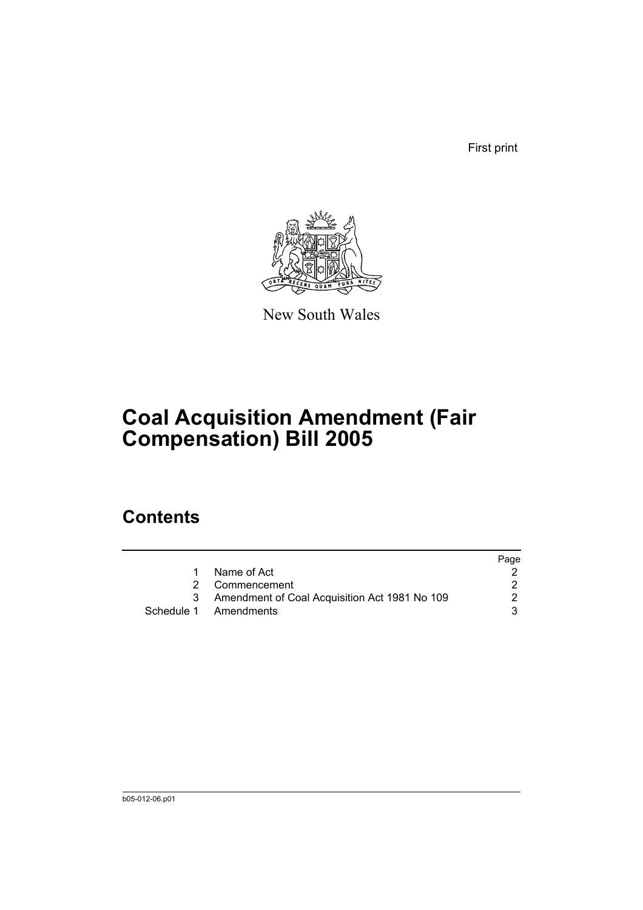First print

New South Wales

# Coal Acquisition Amendment (Fair Compensation) Bill 2005

## Contents

| | | Page |
|---|---|---|
| 1 | Name of Act | 2 |
| 2 | Commencement | 2 |
| 3 | Amendment of Coal Acquisition Act 1981 No 109 | 2 |
| Schedule 1 | Amendments | 3 |

b05-012-06.p01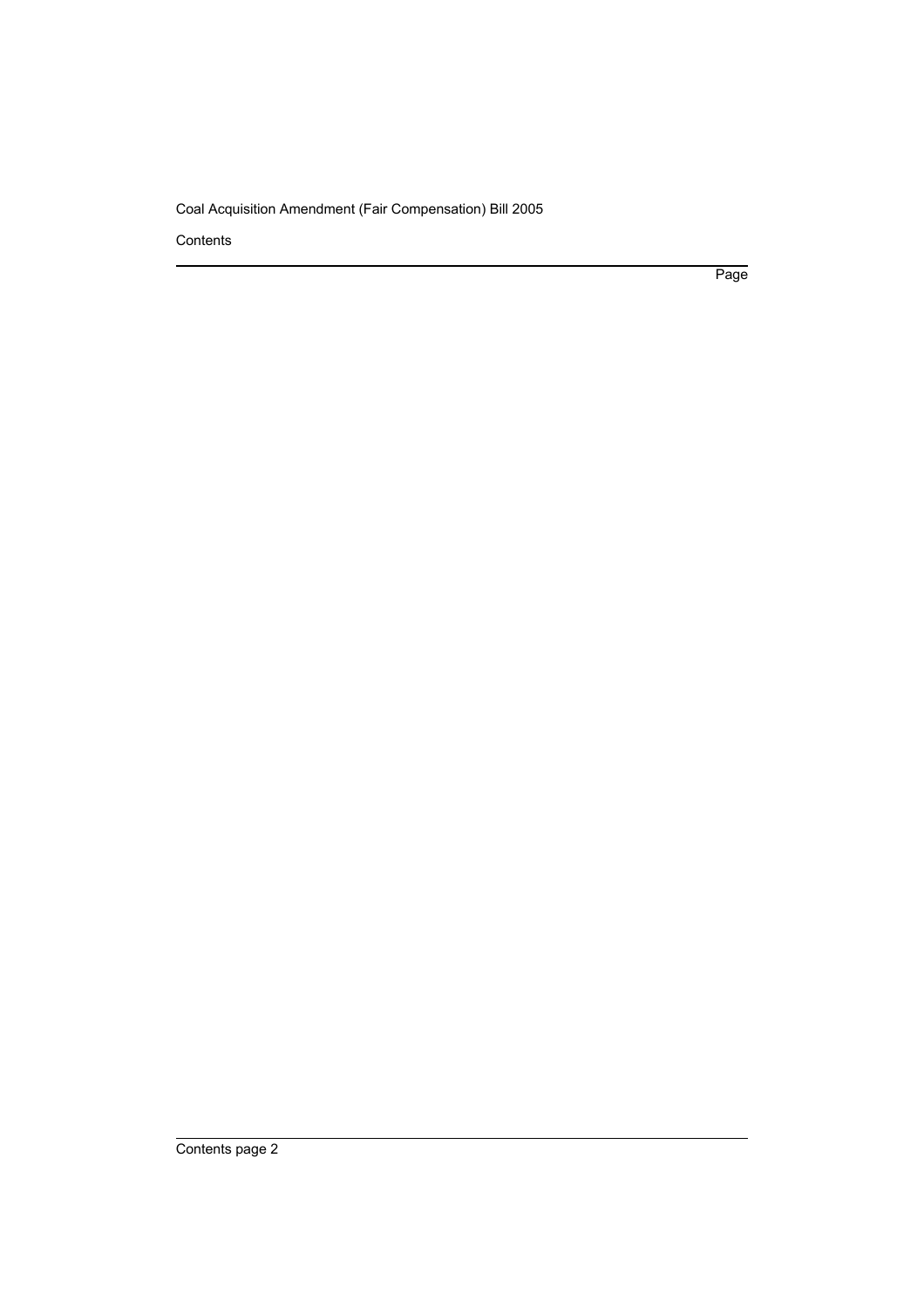Contents

Page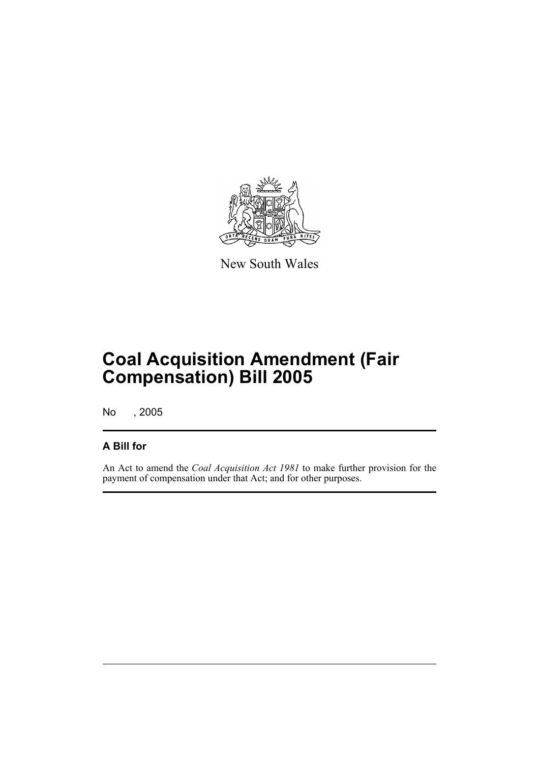New South Wales

# Coal Acquisition Amendment (Fair Compensation) Bill 2005

No , 2005

## A Bill for

An Act to amend the *Coal Acquisition Act 1981* to make further provision for the payment of compensation under that Act; and for other purposes.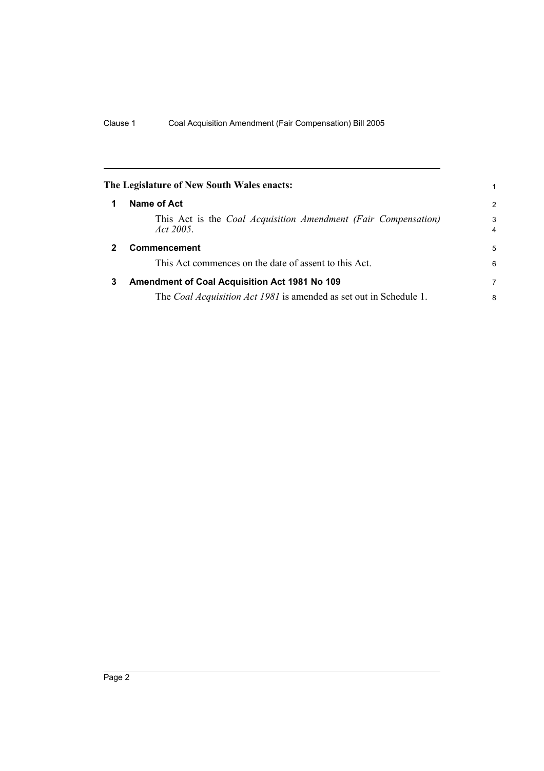The Legislature of New South Wales enacts:

## 1 Name of Act

This Act is the *Coal Acquisition Amendment (Fair Compensation) Act 2005*.

## 2 Commencement

This Act commences on the date of assent to this Act.

## 3 Amendment of Coal Acquisition Act 1981 No 109

The *Coal Acquisition Act 1981* is amended as set out in Schedule 1.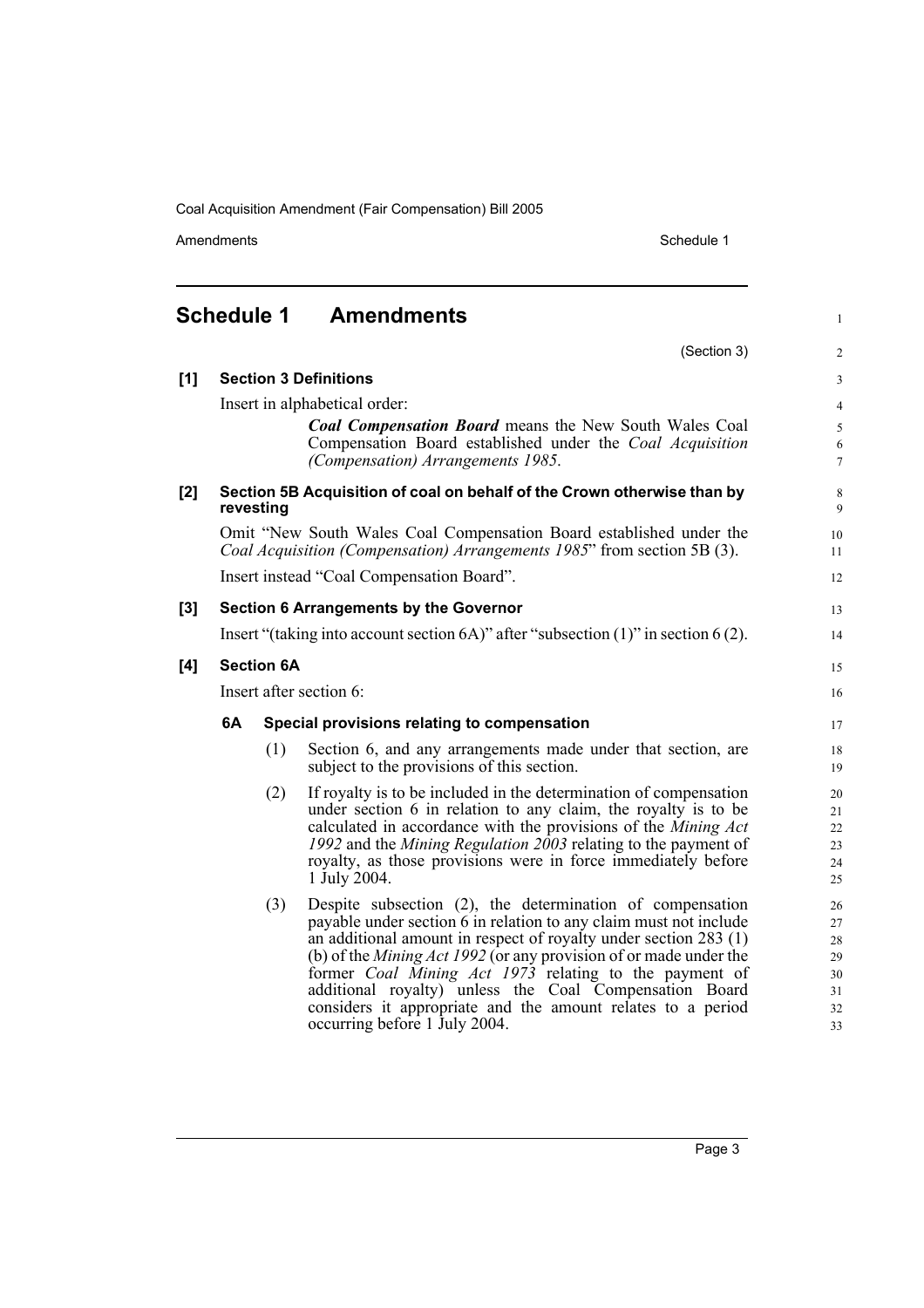# Schedule 1 Amendments

(Section 3)

**[1] Section 3 Definitions**

Insert in alphabetical order:

> ***Coal Compensation Board*** means the New South Wales Coal Compensation Board established under the *Coal Acquisition (Compensation) Arrangements 1985*.

**[2] Section 5B Acquisition of coal on behalf of the Crown otherwise than by revesting**

Omit "New South Wales Coal Compensation Board established under the *Coal Acquisition (Compensation) Arrangements 1985*" from section 5B (3).

Insert instead "Coal Compensation Board".

**[3] Section 6 Arrangements by the Governor**

Insert "(taking into account section 6A)" after "subsection (1)" in section 6 (2).

**[4] Section 6A**

Insert after section 6:

**6A Special provisions relating to compensation**

(1) Section 6, and any arrangements made under that section, are subject to the provisions of this section.

(2) If royalty is to be included in the determination of compensation under section 6 in relation to any claim, the royalty is to be calculated in accordance with the provisions of the *Mining Act 1992* and the *Mining Regulation 2003* relating to the payment of royalty, as those provisions were in force immediately before 1 July 2004.

(3) Despite subsection (2), the determination of compensation payable under section 6 in relation to any claim must not include an additional amount in respect of royalty under section 283 (1) (b) of the *Mining Act 1992* (or any provision of or made under the former *Coal Mining Act 1973* relating to the payment of additional royalty) unless the Coal Compensation Board considers it appropriate and the amount relates to a period occurring before 1 July 2004.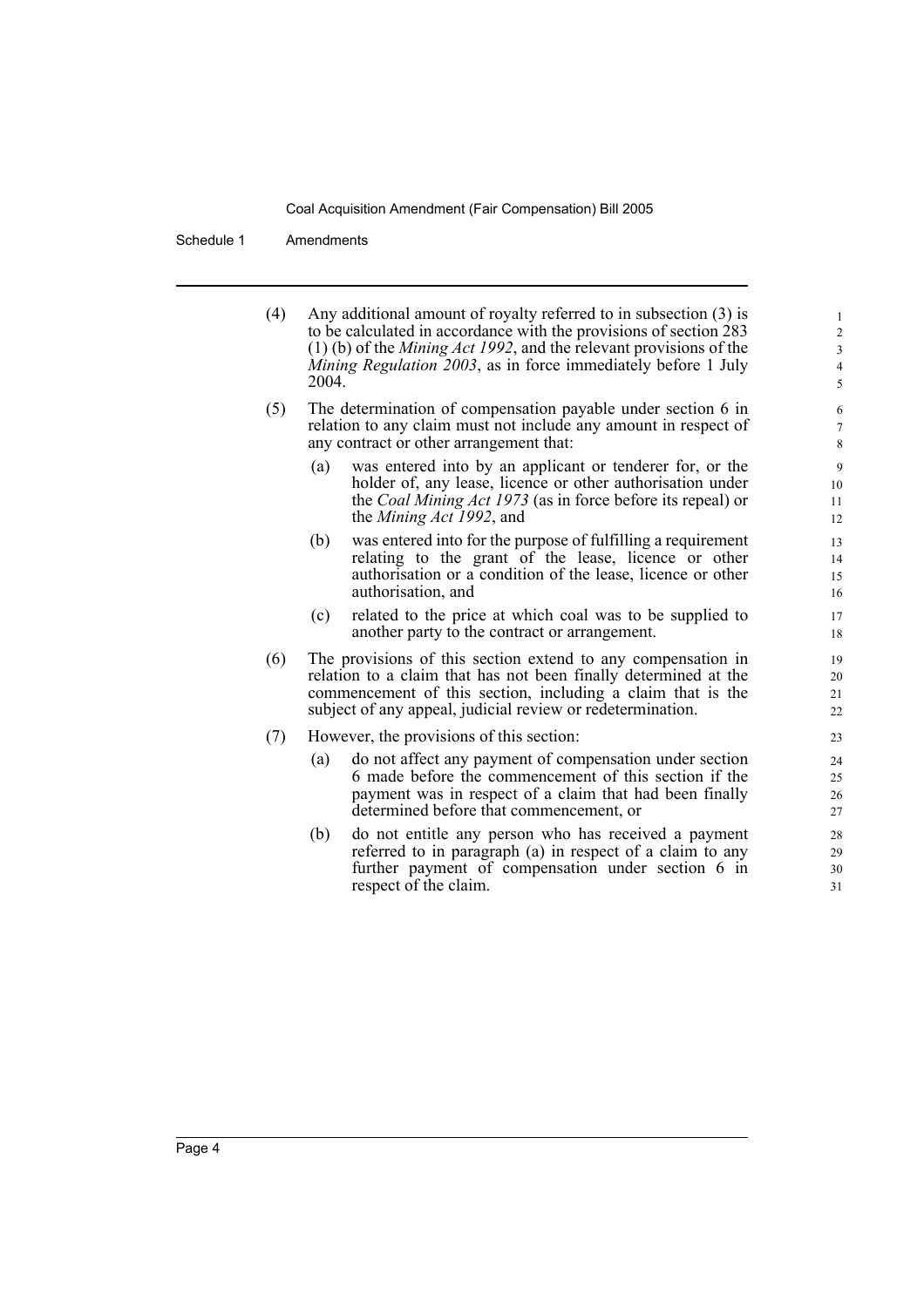(4) Any additional amount of royalty referred to in subsection (3) is to be calculated in accordance with the provisions of section 283 (1) (b) of the *Mining Act 1992*, and the relevant provisions of the *Mining Regulation 2003*, as in force immediately before 1 July 2004.

(5) The determination of compensation payable under section 6 in relation to any claim must not include any amount in respect of any contract or other arrangement that:

- (a) was entered into by an applicant or tenderer for, or the holder of, any lease, licence or other authorisation under the *Coal Mining Act 1973* (as in force before its repeal) or the *Mining Act 1992*, and
- (b) was entered into for the purpose of fulfilling a requirement relating to the grant of the lease, licence or other authorisation or a condition of the lease, licence or other authorisation, and
- (c) related to the price at which coal was to be supplied to another party to the contract or arrangement.

(6) The provisions of this section extend to any compensation in relation to a claim that has not been finally determined at the commencement of this section, including a claim that is the subject of any appeal, judicial review or redetermination.

(7) However, the provisions of this section:

- (a) do not affect any payment of compensation under section 6 made before the commencement of this section if the payment was in respect of a claim that had been finally determined before that commencement, or
- (b) do not entitle any person who has received a payment referred to in paragraph (a) in respect of a claim to any further payment of compensation under section 6 in respect of the claim.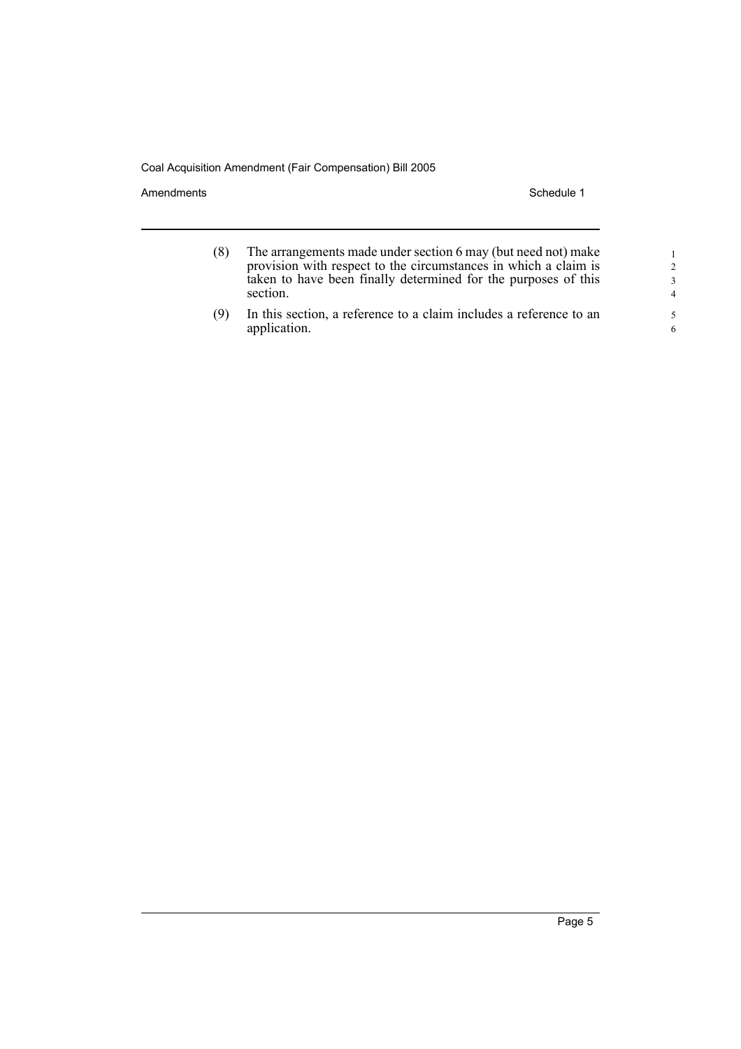(8) The arrangements made under section 6 may (but need not) make provision with respect to the circumstances in which a claim is taken to have been finally determined for the purposes of this section.

(9) In this section, a reference to a claim includes a reference to an application.